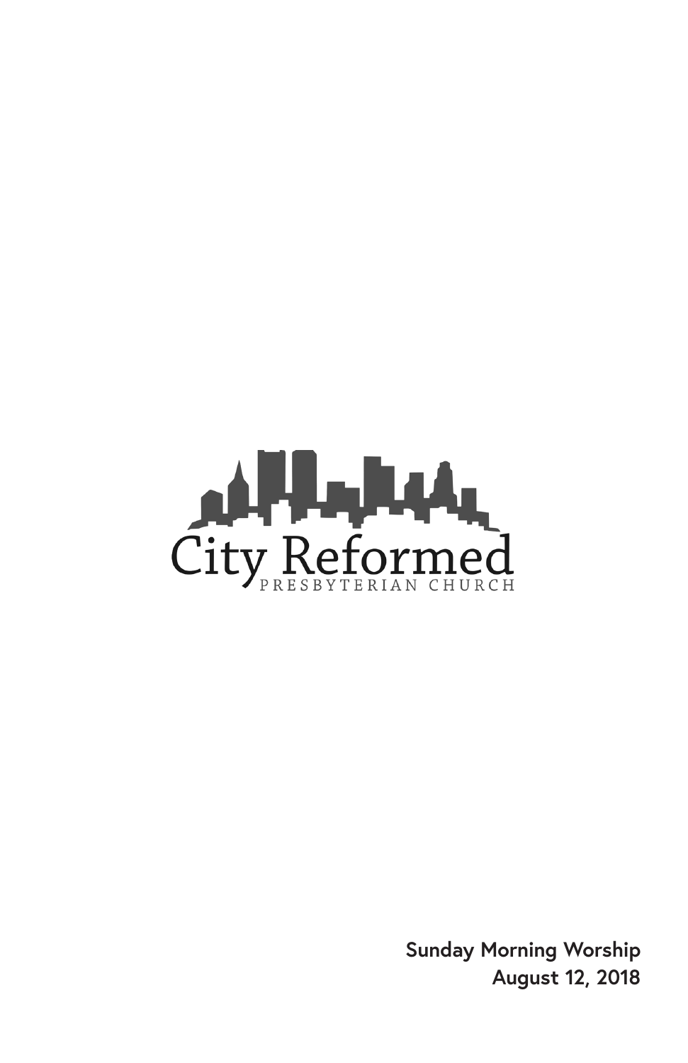City Reformed

PRESBYTERIAN CHURCH

**Sunday Morning Worship**
**August 12, 2018**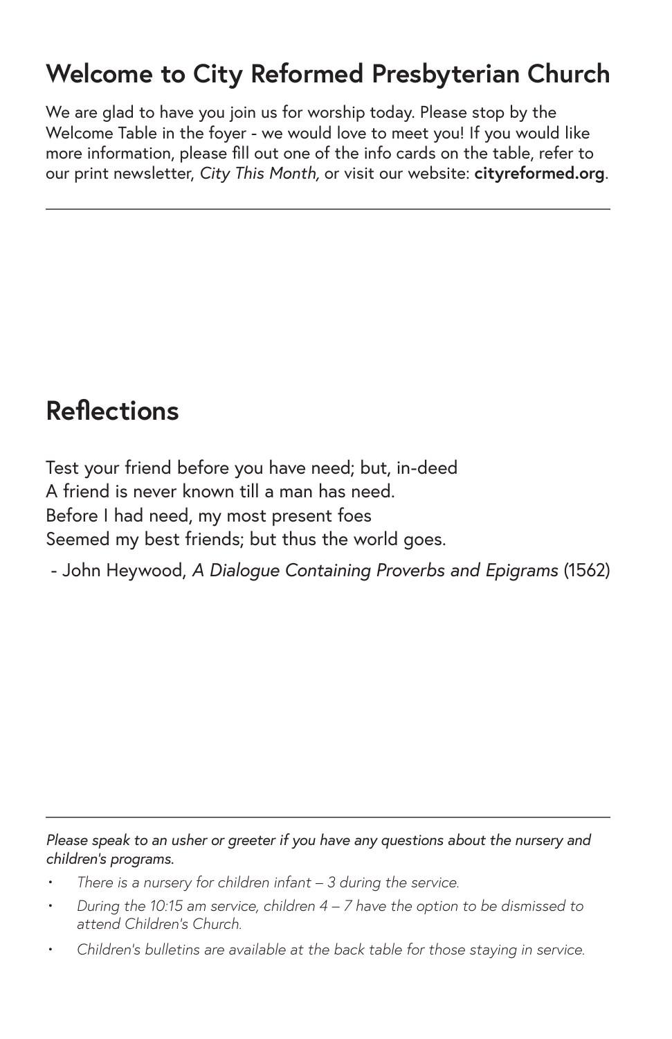## Welcome to City Reformed Presbyterian Church

We are glad to have you join us for worship today. Please stop by the Welcome Table in the foyer - we would love to meet you! If you would like more information, please fill out one of the info cards on the table, refer to our print newsletter, *City This Month,* or visit our website: **cityreformed.org**.

---

## Reflections

Test your friend before you have need; but, in-deed
A friend is never known till a man has need.
Before I had need, my most present foes
Seemed my best friends; but thus the world goes.

- John Heywood, *A Dialogue Containing Proverbs and Epigrams* (1562)

---

*Please speak to an usher or greeter if you have any questions about the nursery and children's programs.*

- *There is a nursery for children infant – 3 during the service.*
- *During the 10:15 am service, children 4 – 7 have the option to be dismissed to attend Children's Church.*
- *Children's bulletins are available at the back table for those staying in service.*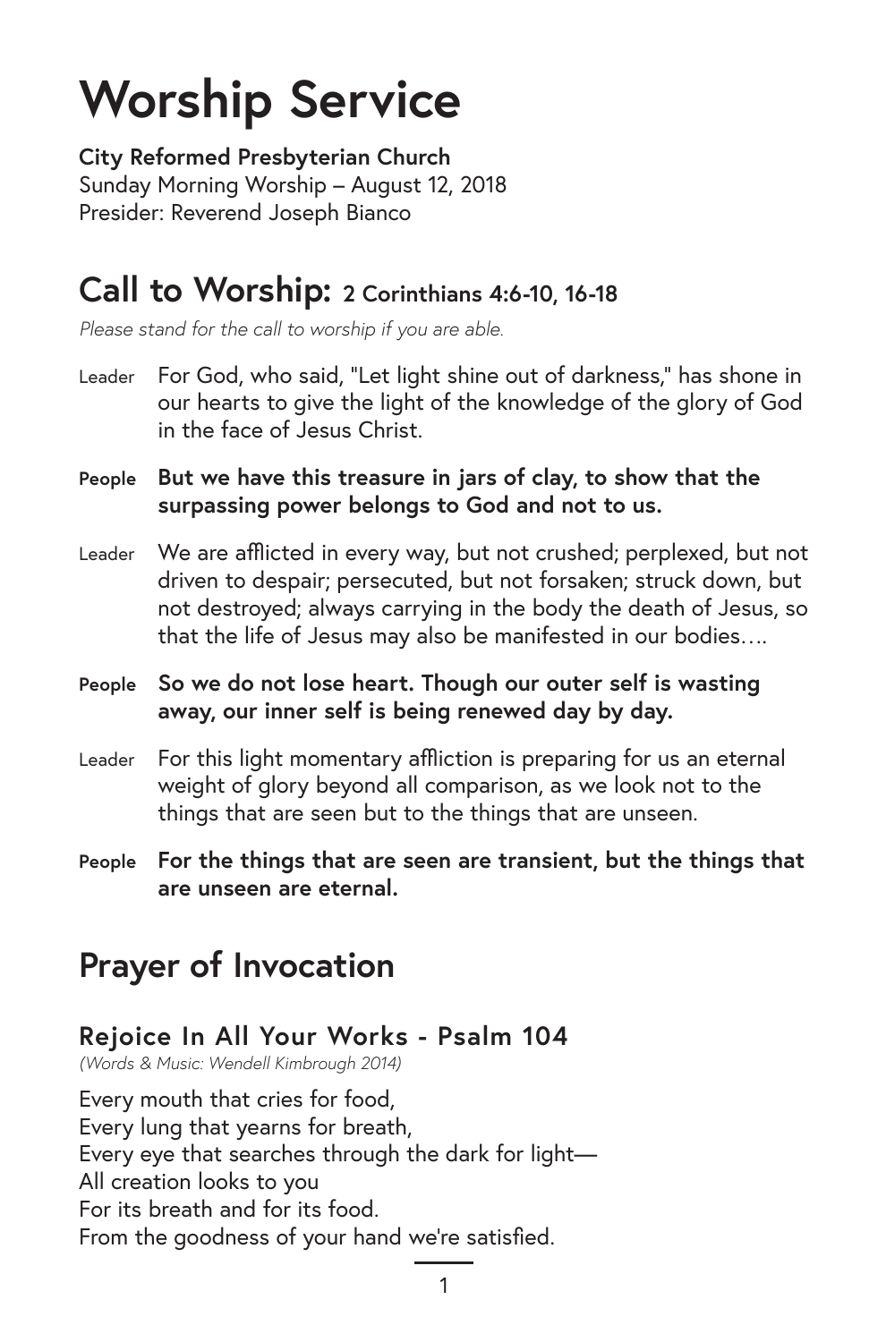# Worship Service

**City Reformed Presbyterian Church**
Sunday Morning Worship – August 12, 2018
Presider: Reverend Joseph Bianco

## Call to Worship: 2 Corinthians 4:6-10, 16-18

*Please stand for the call to worship if you are able.*

Leader For God, who said, "Let light shine out of darkness," has shone in our hearts to give the light of the knowledge of the glory of God in the face of Jesus Christ.

**People But we have this treasure in jars of clay, to show that the surpassing power belongs to God and not to us.**

Leader We are afflicted in every way, but not crushed; perplexed, but not driven to despair; persecuted, but not forsaken; struck down, but not destroyed; always carrying in the body the death of Jesus, so that the life of Jesus may also be manifested in our bodies….

**People So we do not lose heart. Though our outer self is wasting away, our inner self is being renewed day by day.**

Leader For this light momentary affliction is preparing for us an eternal weight of glory beyond all comparison, as we look not to the things that are seen but to the things that are unseen.

**People For the things that are seen are transient, but the things that are unseen are eternal.**

## Prayer of Invocation

### Rejoice In All Your Works - Psalm 104

*(Words & Music: Wendell Kimbrough 2014)*

Every mouth that cries for food,
Every lung that yearns for breath,
Every eye that searches through the dark for light—
All creation looks to you
For its breath and for its food.
From the goodness of your hand we're satisfied.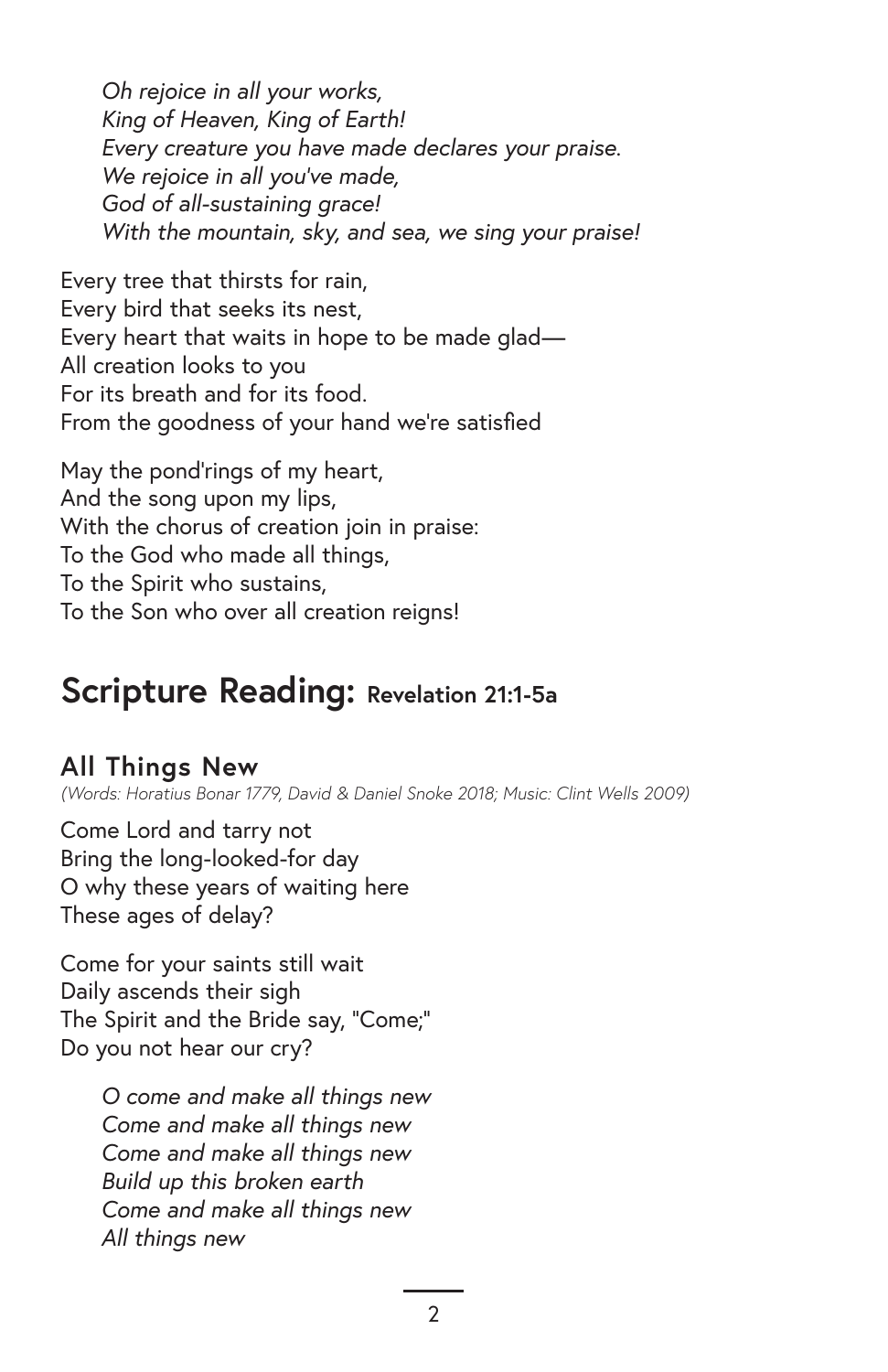*Oh rejoice in all your works,*
*King of Heaven, King of Earth!*
*Every creature you have made declares your praise.*
*We rejoice in all you've made,*
*God of all-sustaining grace!*
*With the mountain, sky, and sea, we sing your praise!*

Every tree that thirsts for rain,
Every bird that seeks its nest,
Every heart that waits in hope to be made glad—
All creation looks to you
For its breath and for its food.
From the goodness of your hand we're satisfied

May the pond'rings of my heart,
And the song upon my lips,
With the chorus of creation join in praise:
To the God who made all things,
To the Spirit who sustains,
To the Son who over all creation reigns!

## Scripture Reading: Revelation 21:1-5a

### All Things New

*(Words: Horatius Bonar 1779, David & Daniel Snoke 2018; Music: Clint Wells 2009)*

Come Lord and tarry not
Bring the long-looked-for day
O why these years of waiting here
These ages of delay?

Come for your saints still wait
Daily ascends their sigh
The Spirit and the Bride say, "Come;"
Do you not hear our cry?

*O come and make all things new*
*Come and make all things new*
*Come and make all things new*
*Build up this broken earth*
*Come and make all things new*
*All things new*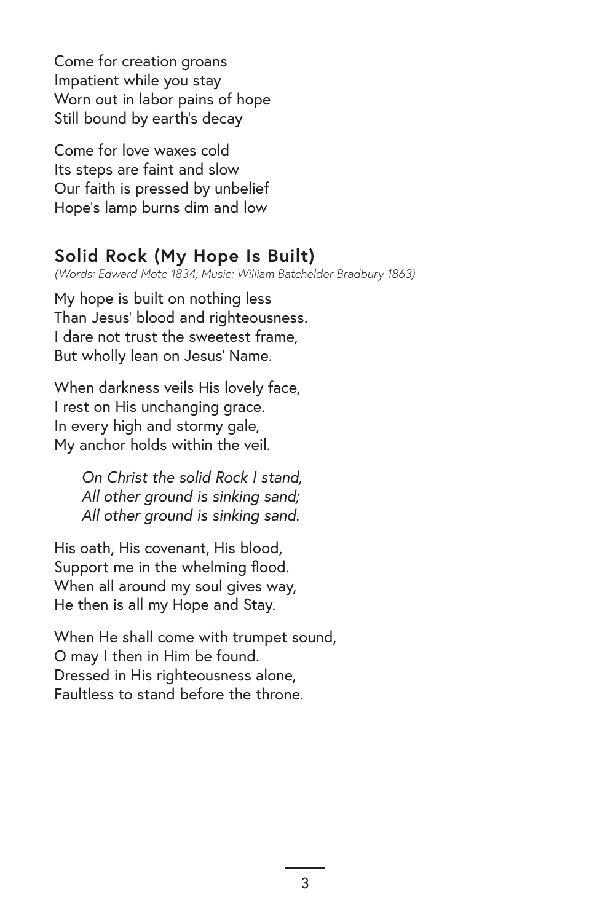Come for creation groans
Impatient while you stay
Worn out in labor pains of hope
Still bound by earth's decay

Come for love waxes cold
Its steps are faint and slow
Our faith is pressed by unbelief
Hope's lamp burns dim and low

## Solid Rock (My Hope Is Built)

*(Words: Edward Mote 1834; Music: William Batchelder Bradbury 1863)*

My hope is built on nothing less
Than Jesus' blood and righteousness.
I dare not trust the sweetest frame,
But wholly lean on Jesus' Name.

When darkness veils His lovely face,
I rest on His unchanging grace.
In every high and stormy gale,
My anchor holds within the veil.

> *On Christ the solid Rock I stand,*
> *All other ground is sinking sand;*
> *All other ground is sinking sand.*

His oath, His covenant, His blood,
Support me in the whelming flood.
When all around my soul gives way,
He then is all my Hope and Stay.

When He shall come with trumpet sound,
O may I then in Him be found.
Dressed in His righteousness alone,
Faultless to stand before the throne.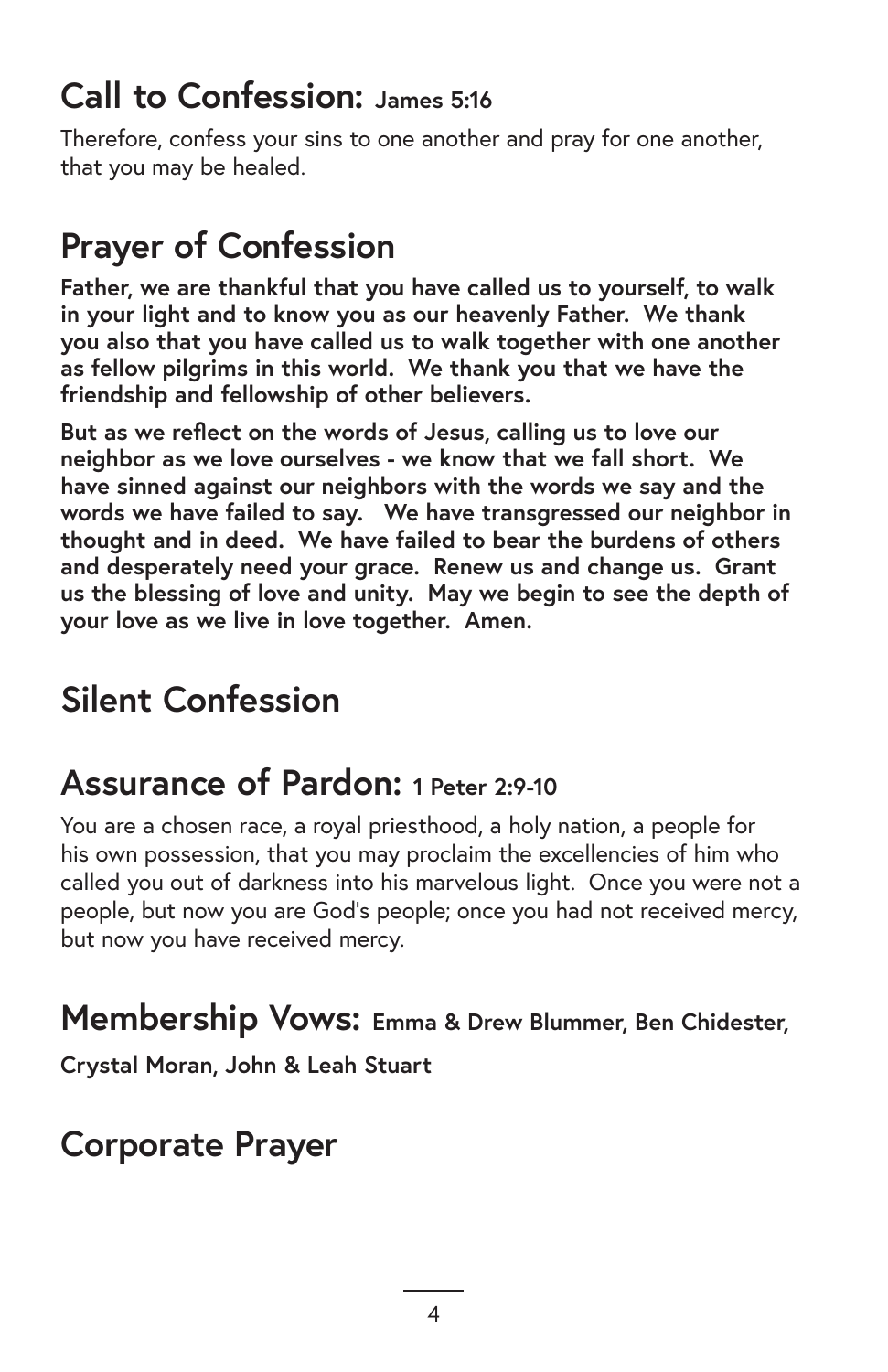## Call to Confession: James 5:16

Therefore, confess your sins to one another and pray for one another, that you may be healed.

## Prayer of Confession

**Father, we are thankful that you have called us to yourself, to walk in your light and to know you as our heavenly Father. We thank you also that you have called us to walk together with one another as fellow pilgrims in this world. We thank you that we have the friendship and fellowship of other believers.**

**But as we reflect on the words of Jesus, calling us to love our neighbor as we love ourselves - we know that we fall short. We have sinned against our neighbors with the words we say and the words we have failed to say. We have transgressed our neighbor in thought and in deed. We have failed to bear the burdens of others and desperately need your grace. Renew us and change us. Grant us the blessing of love and unity. May we begin to see the depth of your love as we live in love together. Amen.**

## Silent Confession

## Assurance of Pardon: 1 Peter 2:9-10

You are a chosen race, a royal priesthood, a holy nation, a people for his own possession, that you may proclaim the excellencies of him who called you out of darkness into his marvelous light. Once you were not a people, but now you are God's people; once you had not received mercy, but now you have received mercy.

## Membership Vows: Emma & Drew Blummer, Ben Chidester, Crystal Moran, John & Leah Stuart

## Corporate Prayer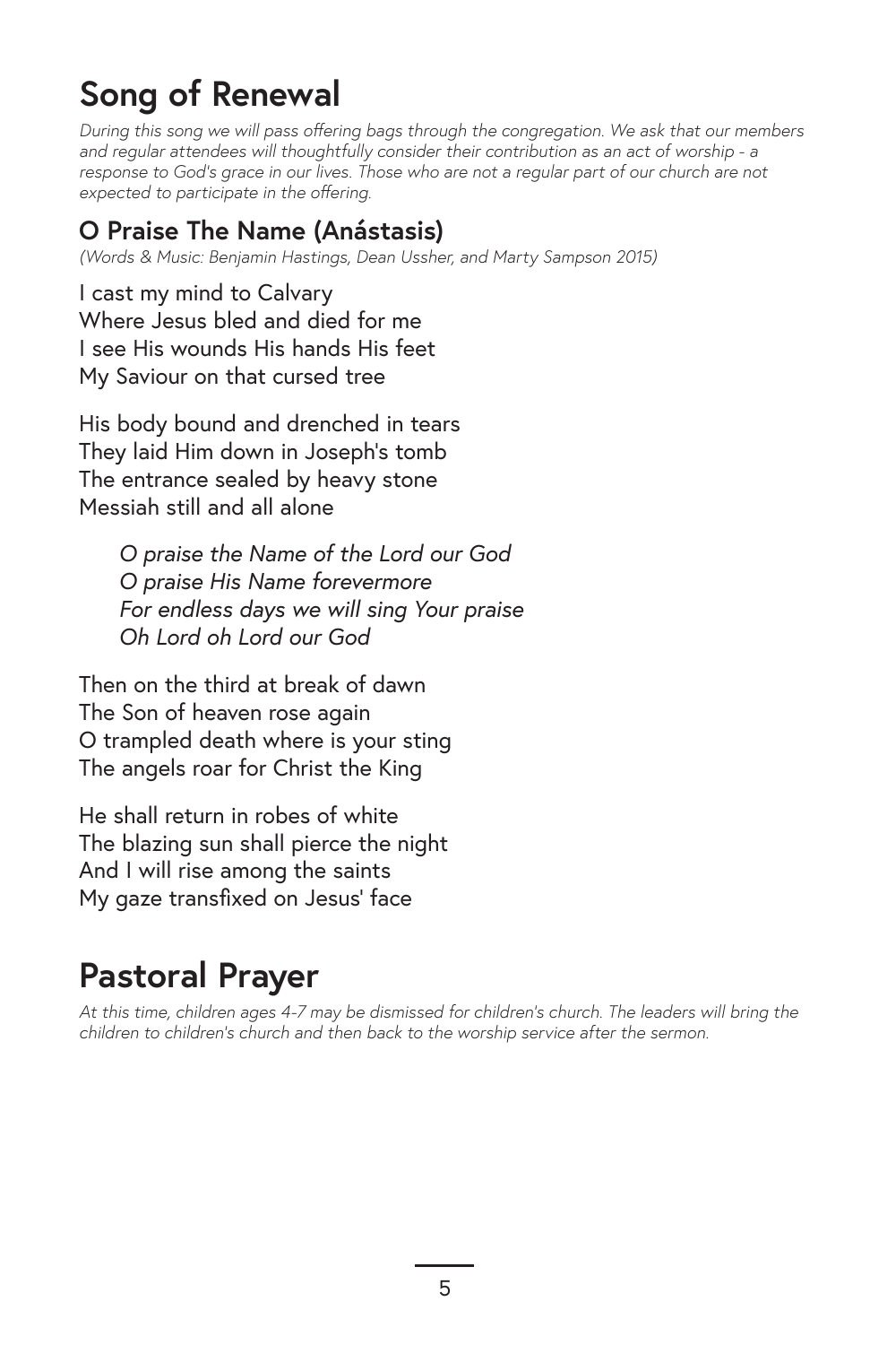# Song of Renewal

*During this song we will pass offering bags through the congregation. We ask that our members and regular attendees will thoughtfully consider their contribution as an act of worship - a response to God's grace in our lives. Those who are not a regular part of our church are not expected to participate in the offering.*

## O Praise The Name (Anástasis)

*(Words & Music: Benjamin Hastings, Dean Ussher, and Marty Sampson 2015)*

I cast my mind to Calvary
Where Jesus bled and died for me
I see His wounds His hands His feet
My Saviour on that cursed tree

His body bound and drenched in tears
They laid Him down in Joseph's tomb
The entrance sealed by heavy stone
Messiah still and all alone

*O praise the Name of the Lord our God*
*O praise His Name forevermore*
*For endless days we will sing Your praise*
*Oh Lord oh Lord our God*

Then on the third at break of dawn
The Son of heaven rose again
O trampled death where is your sting
The angels roar for Christ the King

He shall return in robes of white
The blazing sun shall pierce the night
And I will rise among the saints
My gaze transfixed on Jesus' face

# Pastoral Prayer

*At this time, children ages 4-7 may be dismissed for children's church. The leaders will bring the children to children's church and then back to the worship service after the sermon.*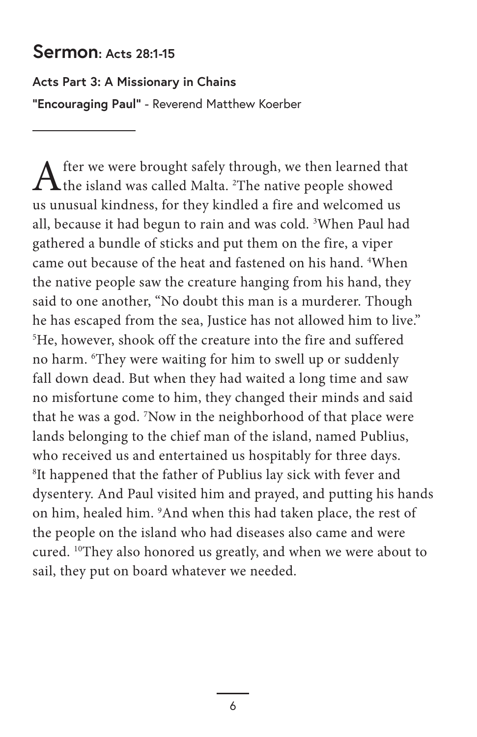## Sermon: Acts 28:1-15

**Acts Part 3: A Missionary in Chains**

**"Encouraging Paul"** - Reverend Matthew Koerber

---

After we were brought safely through, we then learned that the island was called Malta. [2]The native people showed us unusual kindness, for they kindled a fire and welcomed us all, because it had begun to rain and was cold. [3]When Paul had gathered a bundle of sticks and put them on the fire, a viper came out because of the heat and fastened on his hand. [4]When the native people saw the creature hanging from his hand, they said to one another, "No doubt this man is a murderer. Though he has escaped from the sea, Justice has not allowed him to live." [5]He, however, shook off the creature into the fire and suffered no harm. [6]They were waiting for him to swell up or suddenly fall down dead. But when they had waited a long time and saw no misfortune come to him, they changed their minds and said that he was a god. [7]Now in the neighborhood of that place were lands belonging to the chief man of the island, named Publius, who received us and entertained us hospitably for three days. [8]It happened that the father of Publius lay sick with fever and dysentery. And Paul visited him and prayed, and putting his hands on him, healed him. [9]And when this had taken place, the rest of the people on the island who had diseases also came and were cured. [10]They also honored us greatly, and when we were about to sail, they put on board whatever we needed.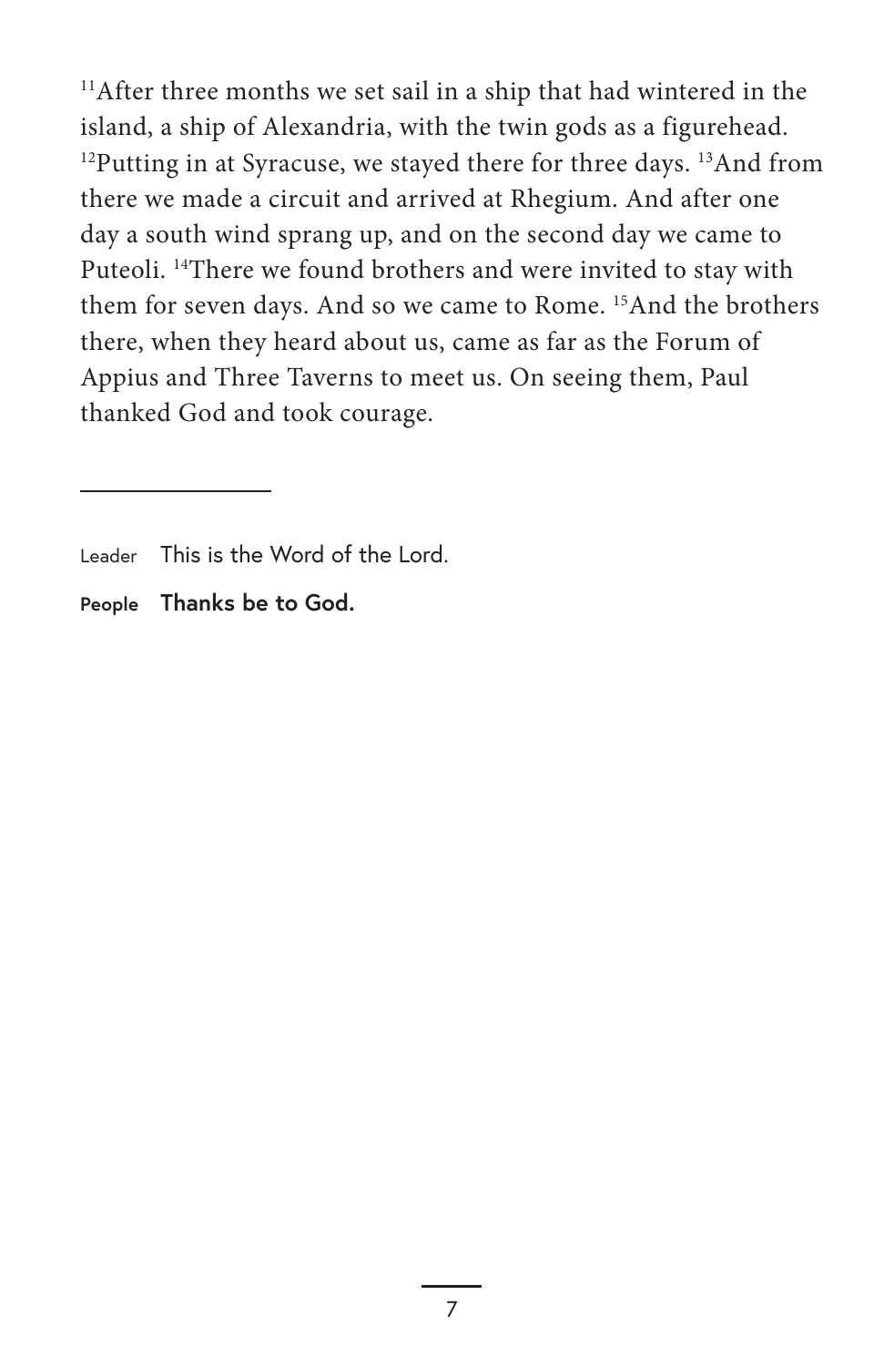[11]After three months we set sail in a ship that had wintered in the island, a ship of Alexandria, with the twin gods as a figurehead. [12]Putting in at Syracuse, we stayed there for three days. [13]And from there we made a circuit and arrived at Rhegium. And after one day a south wind sprang up, and on the second day we came to Puteoli. [14]There we found brothers and were invited to stay with them for seven days. And so we came to Rome. [15]And the brothers there, when they heard about us, came as far as the Forum of Appius and Three Taverns to meet us. On seeing them, Paul thanked God and took courage.

---

Leader This is the Word of the Lord.

**People Thanks be to God.**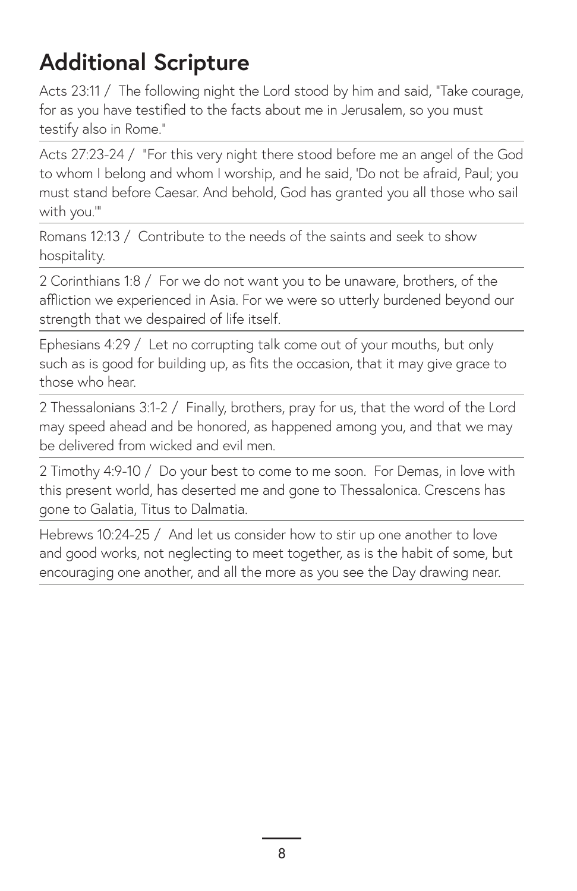# Additional Scripture

Acts 23:11 / The following night the Lord stood by him and said, "Take courage, for as you have testified to the facts about me in Jerusalem, so you must testify also in Rome."

Acts 27:23-24 / "For this very night there stood before me an angel of the God to whom I belong and whom I worship, and he said, 'Do not be afraid, Paul; you must stand before Caesar. And behold, God has granted you all those who sail with you.'"

Romans 12:13 / Contribute to the needs of the saints and seek to show hospitality.

2 Corinthians 1:8 / For we do not want you to be unaware, brothers, of the affliction we experienced in Asia. For we were so utterly burdened beyond our strength that we despaired of life itself.

Ephesians 4:29 / Let no corrupting talk come out of your mouths, but only such as is good for building up, as fits the occasion, that it may give grace to those who hear.

2 Thessalonians 3:1-2 / Finally, brothers, pray for us, that the word of the Lord may speed ahead and be honored, as happened among you, and that we may be delivered from wicked and evil men.

2 Timothy 4:9-10 / Do your best to come to me soon. For Demas, in love with this present world, has deserted me and gone to Thessalonica. Crescens has gone to Galatia, Titus to Dalmatia.

Hebrews 10:24-25 / And let us consider how to stir up one another to love and good works, not neglecting to meet together, as is the habit of some, but encouraging one another, and all the more as you see the Day drawing near.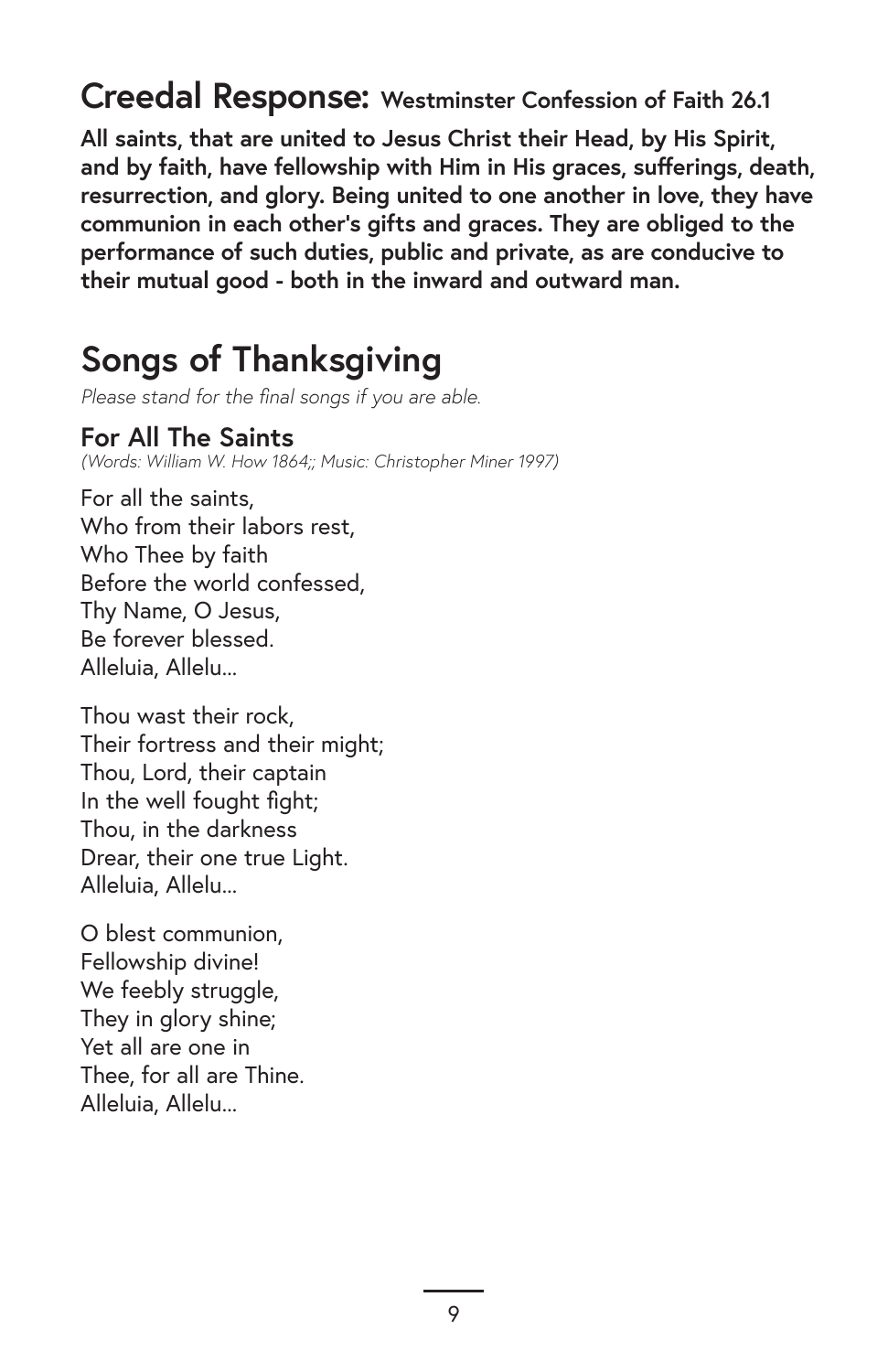## Creedal Response: Westminster Confession of Faith 26.1

**All saints, that are united to Jesus Christ their Head, by His Spirit, and by faith, have fellowship with Him in His graces, sufferings, death, resurrection, and glory. Being united to one another in love, they have communion in each other's gifts and graces. They are obliged to the performance of such duties, public and private, as are conducive to their mutual good - both in the inward and outward man.**

## Songs of Thanksgiving

*Please stand for the final songs if you are able.*

### For All The Saints

*(Words: William W. How 1864;; Music: Christopher Miner 1997)*

For all the saints,
Who from their labors rest,
Who Thee by faith
Before the world confessed,
Thy Name, O Jesus,
Be forever blessed.
Alleluia, Allelu...

Thou wast their rock,
Their fortress and their might;
Thou, Lord, their captain
In the well fought fight;
Thou, in the darkness
Drear, their one true Light.
Alleluia, Allelu...

O blest communion,
Fellowship divine!
We feebly struggle,
They in glory shine;
Yet all are one in
Thee, for all are Thine.
Alleluia, Allelu...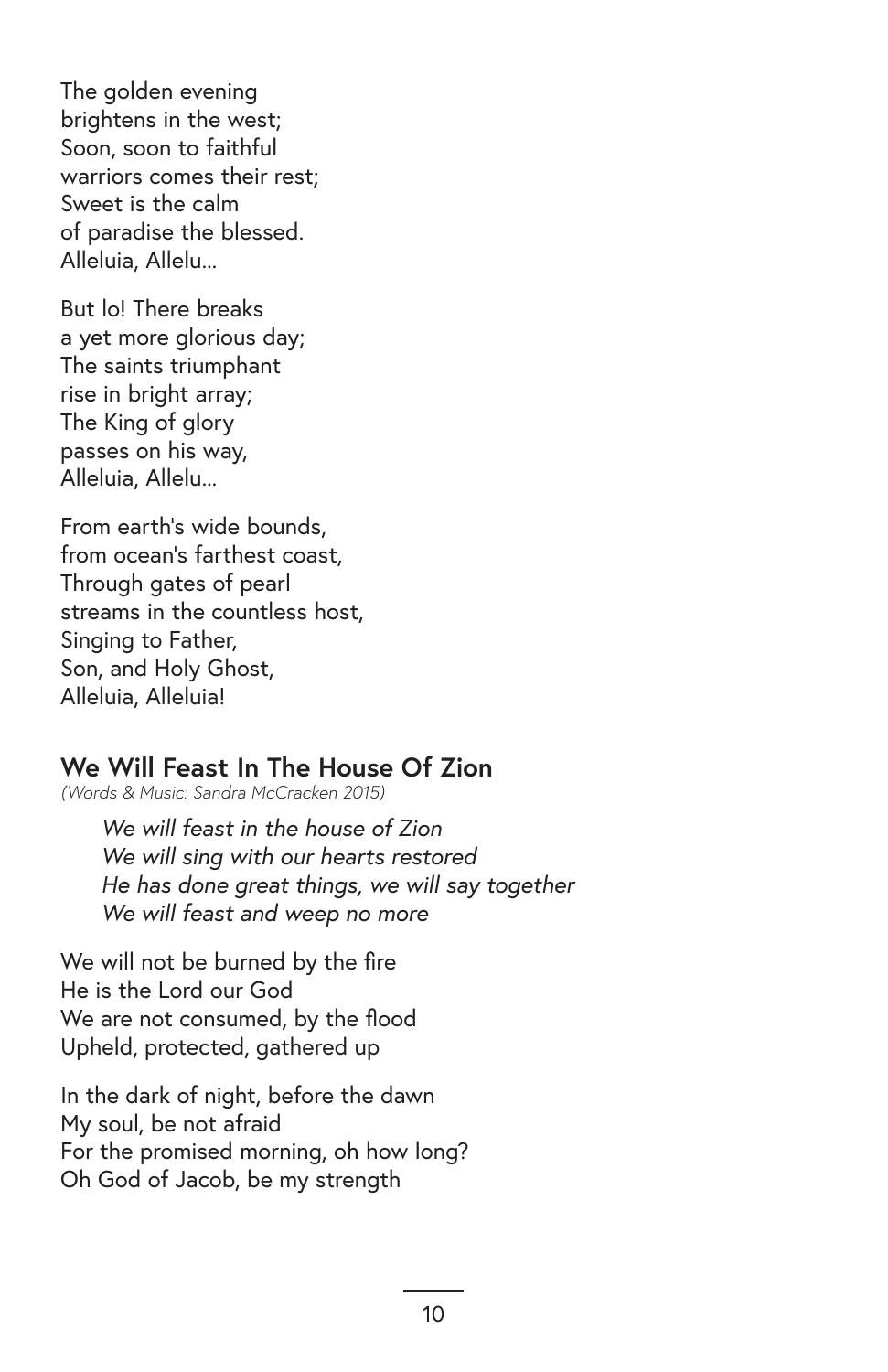The golden evening
brightens in the west;
Soon, soon to faithful
warriors comes their rest;
Sweet is the calm
of paradise the blessed.
Alleluia, Allelu...

But lo! There breaks
a yet more glorious day;
The saints triumphant
rise in bright array;
The King of glory
passes on his way,
Alleluia, Allelu...

From earth's wide bounds,
from ocean's farthest coast,
Through gates of pearl
streams in the countless host,
Singing to Father,
Son, and Holy Ghost,
Alleluia, Alleluia!

## We Will Feast In The House Of Zion

*(Words & Music: Sandra McCracken 2015)*

*We will feast in the house of Zion*
*We will sing with our hearts restored*
*He has done great things, we will say together*
*We will feast and weep no more*

We will not be burned by the fire
He is the Lord our God
We are not consumed, by the flood
Upheld, protected, gathered up

In the dark of night, before the dawn
My soul, be not afraid
For the promised morning, oh how long?
Oh God of Jacob, be my strength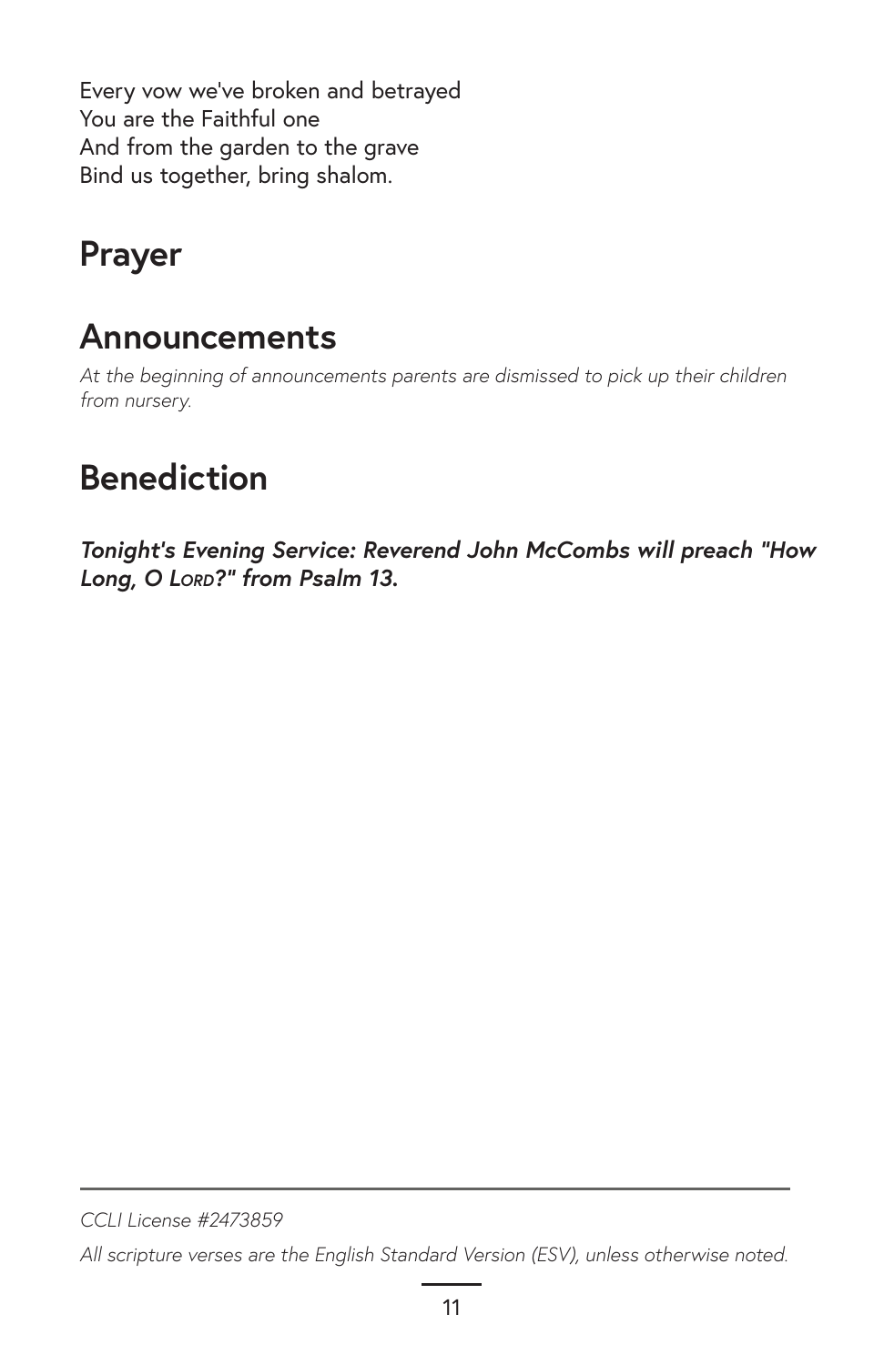Every vow we've broken and betrayed  
You are the Faithful one  
And from the garden to the grave  
Bind us together, bring shalom.

## Prayer

## Announcements

*At the beginning of announcements parents are dismissed to pick up their children from nursery.*

## Benediction

***Tonight's Evening Service: Reverend John McCombs will preach "How Long, O LORD?" from Psalm 13.***

---

*CCLI License #2473859*

*All scripture verses are the English Standard Version (ESV), unless otherwise noted.*